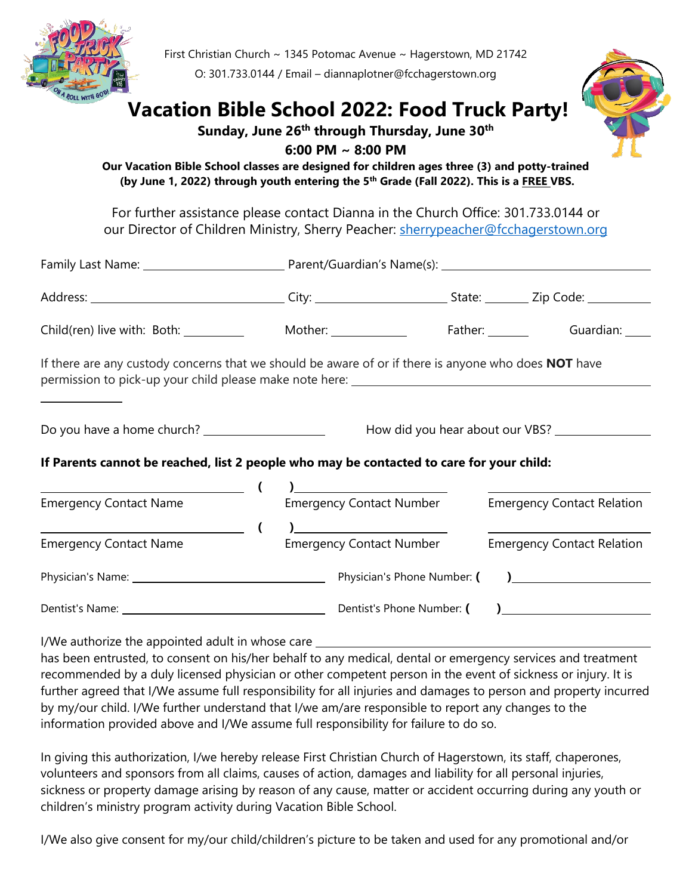First Christian Church ~ 1345 Potomac Avenue ~ Hagerstown, MD 21742

O: 301.733.0144 / Email – diannaplotner@fcchagerstown.org

# Vacation Bible School 2022: Food Truck Party!

**Sunday, June 26th through Thursday, June 30th**

**6:00 PM ~ 8:00 PM**

**Our Vacation Bible School classes are designed for children ages three (3) and potty-trained (by June 1, 2022) through youth entering the 5th Grade (Fall 2022). This is a FREE VBS.**

For further assistance please contact Dianna in the Church Office: 301.733.0144 or our Director of Children Ministry, Sherry Peacher: sherrypeacher@fcchagerstown.org

Family Last Name: ______________________ Parent/Guardian's Name(s): ______________________________

Address: ______________________________ City: ____________________ State: _______ Zip Code: __________

Child(ren) live with: Both: _________ Mother: ____________ Father: ______ Guardian: ____

If there are any custody concerns that we should be aware of or if there is anyone who does **NOT** have permission to pick-up your child please make note here: ____________________________________________
____________

Do you have a home church? ___________________ How did you hear about our VBS? _______________

**If Parents cannot be reached, list 2 people who may be contacted to care for your child:**

______________________________ ( )______________________ ________________________
Emergency Contact Name Emergency Contact Number Emergency Contact Relation

______________________________ ( )______________________ ________________________
Emergency Contact Name Emergency Contact Number Emergency Contact Relation

Physician's Name: ______________________________ Physician's Phone Number: ( )____________________

Dentist's Name: ________________________________ Dentist's Phone Number: ( )____________________

I/We authorize the appointed adult in whose care ______________________________________________
has been entrusted, to consent on his/her behalf to any medical, dental or emergency services and treatment recommended by a duly licensed physician or other competent person in the event of sickness or injury. It is further agreed that I/We assume full responsibility for all injuries and damages to person and property incurred by my/our child. I/We further understand that I/we am/are responsible to report any changes to the information provided above and I/We assume full responsibility for failure to do so.

In giving this authorization, I/we hereby release First Christian Church of Hagerstown, its staff, chaperones, volunteers and sponsors from all claims, causes of action, damages and liability for all personal injuries, sickness or property damage arising by reason of any cause, matter or accident occurring during any youth or children's ministry program activity during Vacation Bible School.

I/We also give consent for my/our child/children's picture to be taken and used for any promotional and/or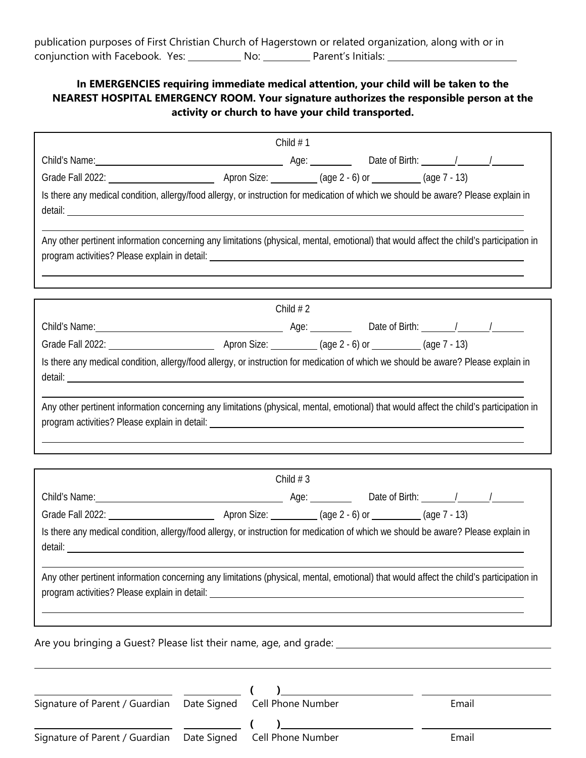publication purposes of First Christian Church of Hagerstown or related organization, along with or in conjunction with Facebook. Yes: __________ No: _________ Parent's Initials: ______________________

**In EMERGENCIES requiring immediate medical attention, your child will be taken to the NEAREST HOSPITAL EMERGENCY ROOM. Your signature authorizes the responsible person at the activity or church to have your child transported.**

Child # 1

Child's Name: ______________________________ Age: ________ Date of Birth: ______/______/______

Grade Fall 2022: ____________________ Apron Size: _________ (age 2 - 6) or _________ (age 7 - 13)

Is there any medical condition, allergy/food allergy, or instruction for medication of which we should be aware? Please explain in detail: ____________________________________________

____________________________________________

Any other pertinent information concerning any limitations (physical, mental, emotional) that would affect the child's participation in program activities? Please explain in detail: ____________________________________________

____________________________________________

Child # 2

Child's Name: ______________________________ Age: ________ Date of Birth: ______/______/______

Grade Fall 2022: ____________________ Apron Size: _________ (age 2 - 6) or _________ (age 7 - 13)

Is there any medical condition, allergy/food allergy, or instruction for medication of which we should be aware? Please explain in detail: ____________________________________________

____________________________________________

Any other pertinent information concerning any limitations (physical, mental, emotional) that would affect the child's participation in program activities? Please explain in detail: ____________________________________________

____________________________________________

Child # 3

Child's Name: ______________________________ Age: ________ Date of Birth: ______/______/______

Grade Fall 2022: ____________________ Apron Size: _________ (age 2 - 6) or _________ (age 7 - 13)

Is there any medical condition, allergy/food allergy, or instruction for medication of which we should be aware? Please explain in detail: ____________________________________________

____________________________________________

Any other pertinent information concerning any limitations (physical, mental, emotional) that would affect the child's participation in program activities? Please explain in detail: ____________________________________________

____________________________________________

Are you bringing a Guest? Please list their name, age, and grade: ______________________________

____________________________________________

| | | | |
|---|---|---|---|
| ______________________ | __________ | ( ) ______________________ | ______________________ |
| Signature of Parent / Guardian | Date Signed | Cell Phone Number | Email |
| ______________________ | __________ | ( ) ______________________ | ______________________ |
| Signature of Parent / Guardian | Date Signed | Cell Phone Number | Email |